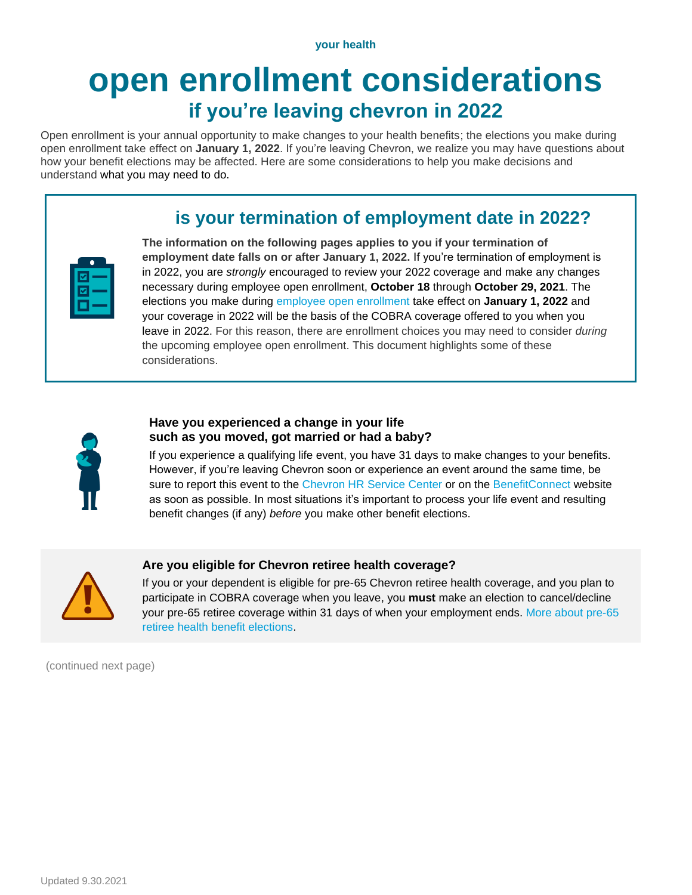your health

# open enrollment considerations

## if you're leaving chevron in 2022

Open enrollment is your annual opportunity to make changes to your health benefits; the elections you make during open enrollment take effect on **January 1, 2022**. If you're leaving Chevron, we realize you may have questions about how your benefit elections may be affected. Here are some considerations to help you make decisions and understand what you may need to do.

### is your termination of employment date in 2022?

**The information on the following pages applies to you if your termination of employment date falls on or after January 1, 2022.** If you're termination of employment is in 2022, you are *strongly* encouraged to review your 2022 coverage and make any changes necessary during employee open enrollment, **October 18** through **October 29, 2021**. The elections you make during employee open enrollment take effect on **January 1, 2022** and your coverage in 2022 will be the basis of the COBRA coverage offered to you when you leave in 2022. For this reason, there are enrollment choices you may need to consider *during* the upcoming employee open enrollment. This document highlights some of these considerations.

**Have you experienced a change in your life such as you moved, got married or had a baby?**

If you experience a qualifying life event, you have 31 days to make changes to your benefits. However, if you're leaving Chevron soon or experience an event around the same time, be sure to report this event to the Chevron HR Service Center or on the BenefitConnect website as soon as possible. In most situations it's important to process your life event and resulting benefit changes (if any) *before* you make other benefit elections.

**Are you eligible for Chevron retiree health coverage?**

If you or your dependent is eligible for pre-65 Chevron retiree health coverage, and you plan to participate in COBRA coverage when you leave, you **must** make an election to cancel/decline your pre-65 retiree coverage within 31 days of when your employment ends. More about pre-65 retiree health benefit elections.

(continued next page)

Updated 9.30.2021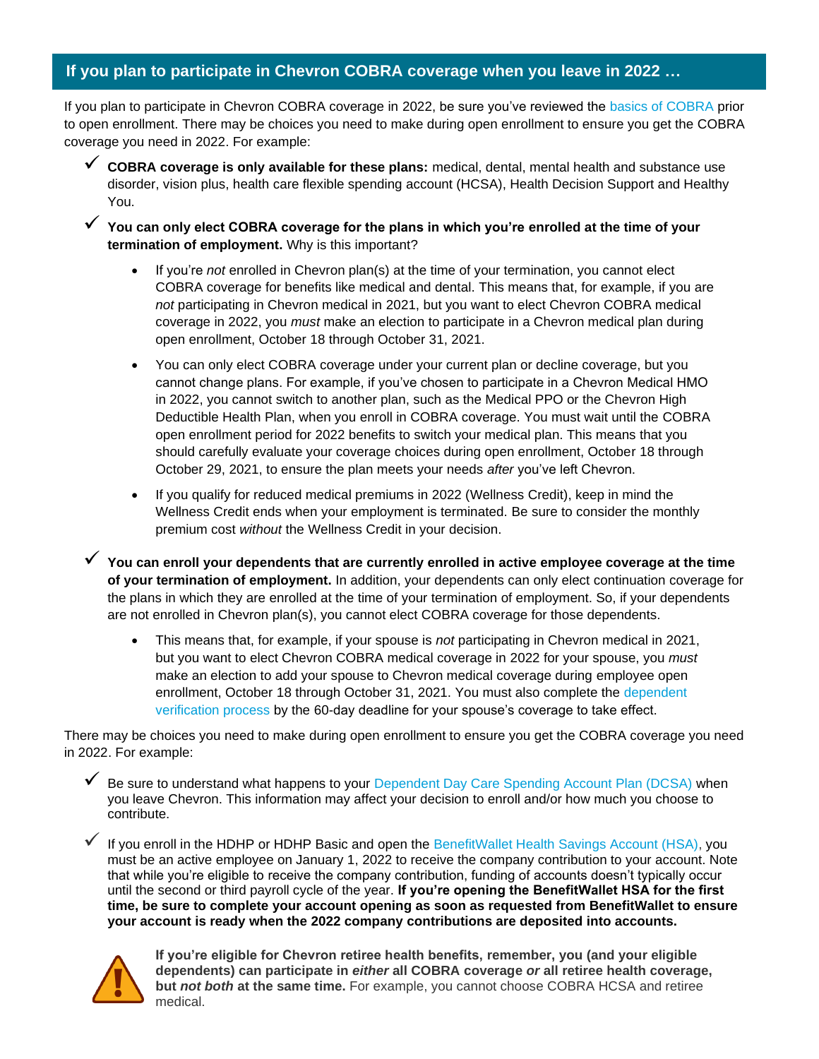## If you plan to participate in Chevron COBRA coverage when you leave in 2022 …

If you plan to participate in Chevron COBRA coverage in 2022, be sure you've reviewed the basics of COBRA prior to open enrollment. There may be choices you need to make during open enrollment to ensure you get the COBRA coverage you need in 2022. For example:

- ✓ **COBRA coverage is only available for these plans:** medical, dental, mental health and substance use disorder, vision plus, health care flexible spending account (HCSA), Health Decision Support and Healthy You.
- ✓ **You can only elect COBRA coverage for the plans in which you're enrolled at the time of your termination of employment.** Why is this important?
  - If you're *not* enrolled in Chevron plan(s) at the time of your termination, you cannot elect COBRA coverage for benefits like medical and dental. This means that, for example, if you are *not* participating in Chevron medical in 2021, but you want to elect Chevron COBRA medical coverage in 2022, you *must* make an election to participate in a Chevron medical plan during open enrollment, October 18 through October 31, 2021.
  - You can only elect COBRA coverage under your current plan or decline coverage, but you cannot change plans. For example, if you've chosen to participate in a Chevron Medical HMO in 2022, you cannot switch to another plan, such as the Medical PPO or the Chevron High Deductible Health Plan, when you enroll in COBRA coverage. You must wait until the COBRA open enrollment period for 2022 benefits to switch your medical plan. This means that you should carefully evaluate your coverage choices during open enrollment, October 18 through October 29, 2021, to ensure the plan meets your needs *after* you've left Chevron.
  - If you qualify for reduced medical premiums in 2022 (Wellness Credit), keep in mind the Wellness Credit ends when your employment is terminated. Be sure to consider the monthly premium cost *without* the Wellness Credit in your decision.
- ✓ **You can enroll your dependents that are currently enrolled in active employee coverage at the time of your termination of employment.** In addition, your dependents can only elect continuation coverage for the plans in which they are enrolled at the time of your termination of employment. So, if your dependents are not enrolled in Chevron plan(s), you cannot elect COBRA coverage for those dependents.
  - This means that, for example, if your spouse is *not* participating in Chevron medical in 2021, but you want to elect Chevron COBRA medical coverage in 2022 for your spouse, you *must* make an election to add your spouse to Chevron medical coverage during employee open enrollment, October 18 through October 31, 2021. You must also complete the dependent verification process by the 60-day deadline for your spouse's coverage to take effect.

There may be choices you need to make during open enrollment to ensure you get the COBRA coverage you need in 2022. For example:

- ✓ Be sure to understand what happens to your Dependent Day Care Spending Account Plan (DCSA) when you leave Chevron. This information may affect your decision to enroll and/or how much you choose to contribute.
- ✓ If you enroll in the HDHP or HDHP Basic and open the BenefitWallet Health Savings Account (HSA), you must be an active employee on January 1, 2022 to receive the company contribution to your account. Note that while you're eligible to receive the company contribution, funding of accounts doesn't typically occur until the second or third payroll cycle of the year. **If you're opening the BenefitWallet HSA for the first time, be sure to complete your account opening as soon as requested from BenefitWallet to ensure your account is ready when the 2022 company contributions are deposited into accounts.**

**If you're eligible for Chevron retiree health benefits, remember, you (and your eligible dependents) can participate in *either* all COBRA coverage *or* all retiree health coverage, but *not both* at the same time.** For example, you cannot choose COBRA HCSA and retiree medical.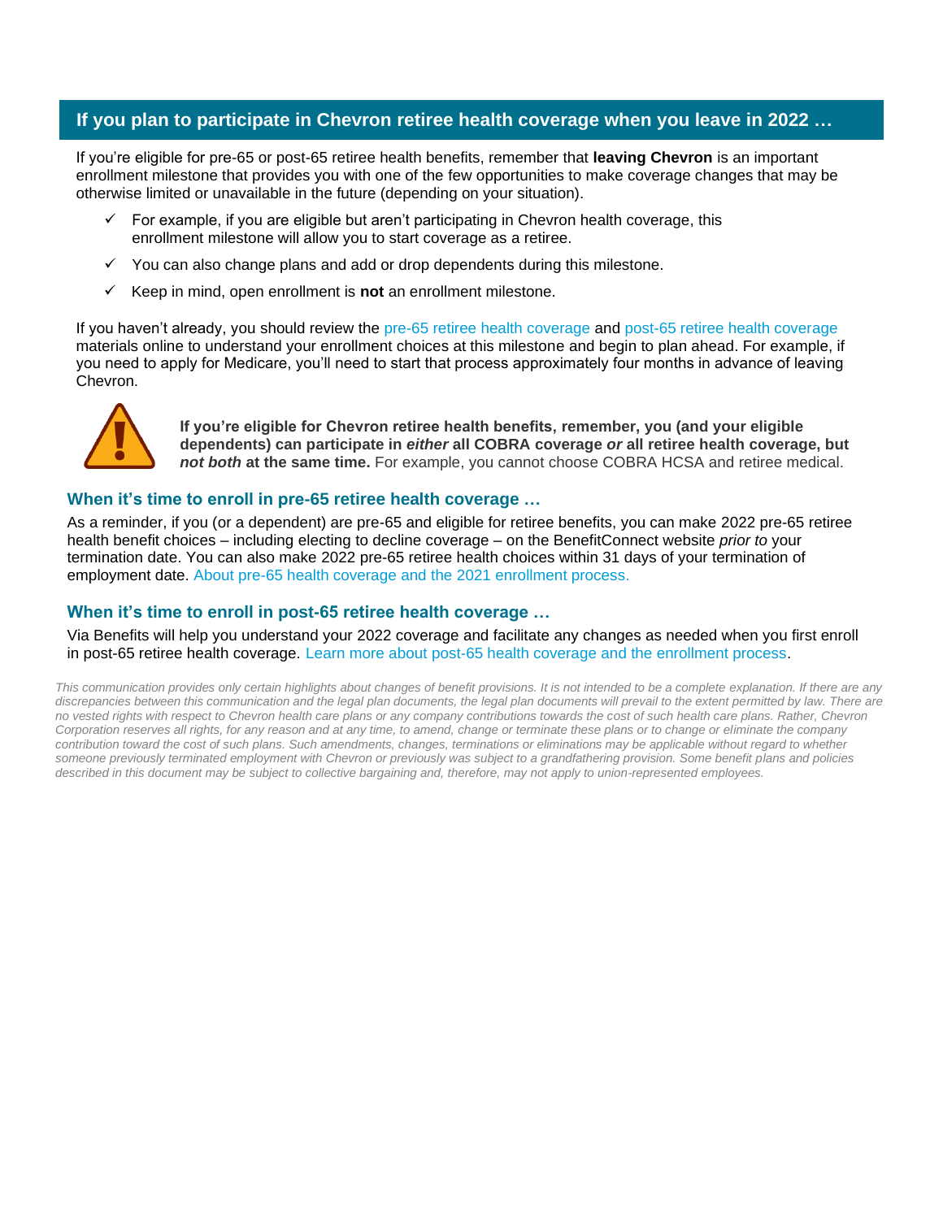## If you plan to participate in Chevron retiree health coverage when you leave in 2022 …

If you're eligible for pre-65 or post-65 retiree health benefits, remember that **leaving Chevron** is an important enrollment milestone that provides you with one of the few opportunities to make coverage changes that may be otherwise limited or unavailable in the future (depending on your situation).

- ✓ For example, if you are eligible but aren't participating in Chevron health coverage, this enrollment milestone will allow you to start coverage as a retiree.
- ✓ You can also change plans and add or drop dependents during this milestone.
- ✓ Keep in mind, open enrollment is **not** an enrollment milestone.

If you haven't already, you should review the pre-65 retiree health coverage and post-65 retiree health coverage materials online to understand your enrollment choices at this milestone and begin to plan ahead. For example, if you need to apply for Medicare, you'll need to start that process approximately four months in advance of leaving Chevron.

**If you're eligible for Chevron retiree health benefits, remember, you (and your eligible dependents) can participate in *either* all COBRA coverage *or* all retiree health coverage, but *not both* at the same time.** For example, you cannot choose COBRA HCSA and retiree medical.

### When it's time to enroll in pre-65 retiree health coverage …

As a reminder, if you (or a dependent) are pre-65 and eligible for retiree benefits, you can make 2022 pre-65 retiree health benefit choices – including electing to decline coverage – on the BenefitConnect website *prior to* your termination date. You can also make 2022 pre-65 retiree health choices within 31 days of your termination of employment date. About pre-65 health coverage and the 2021 enrollment process.

### When it's time to enroll in post-65 retiree health coverage …

Via Benefits will help you understand your 2022 coverage and facilitate any changes as needed when you first enroll in post-65 retiree health coverage. Learn more about post-65 health coverage and the enrollment process.

*This communication provides only certain highlights about changes of benefit provisions. It is not intended to be a complete explanation. If there are any discrepancies between this communication and the legal plan documents, the legal plan documents will prevail to the extent permitted by law. There are no vested rights with respect to Chevron health care plans or any company contributions towards the cost of such health care plans. Rather, Chevron Corporation reserves all rights, for any reason and at any time, to amend, change or terminate these plans or to change or eliminate the company contribution toward the cost of such plans. Such amendments, changes, terminations or eliminations may be applicable without regard to whether someone previously terminated employment with Chevron or previously was subject to a grandfathering provision. Some benefit plans and policies described in this document may be subject to collective bargaining and, therefore, may not apply to union-represented employees.*